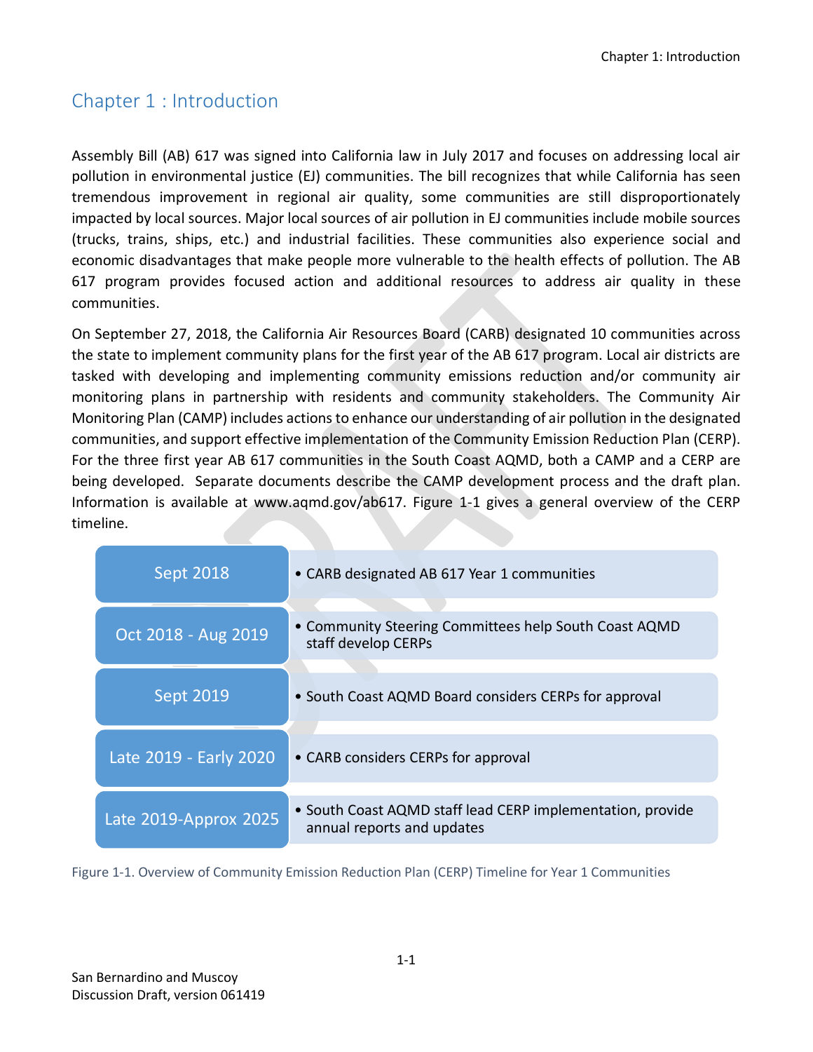# Chapter 1 : Introduction

Assembly Bill (AB) 617 was signed into California law in July 2017 and focuses on addressing local air pollution in environmental justice (EJ) communities. The bill recognizes that while California has seen tremendous improvement in regional air quality, some communities are still disproportionately impacted by local sources. Major local sources of air pollution in EJ communities include mobile sources (trucks, trains, ships, etc.) and industrial facilities. These communities also experience social and economic disadvantages that make people more vulnerable to the health effects of pollution. The AB 617 program provides focused action and additional resources to address air quality in these communities.

On September 27, 2018, the California Air Resources Board (CARB) designated 10 communities across the state to implement community plans for the first year of the AB 617 program. Local air districts are tasked with developing and implementing community emissions reduction and/or community air monitoring plans in partnership with residents and community stakeholders. The Community Air Monitoring Plan (CAMP) includes actions to enhance our understanding of air pollution in the designated communities, and support effective implementation of the Community Emission Reduction Plan (CERP). For the three first year AB 617 communities in the South Coast AQMD, both a CAMP and a CERP are being developed. Separate documents describe the CAMP development process and the draft plan. Information is available at www.aqmd.gov/ab617. Figure 1-1 gives a general overview of the CERP timeline.

| Timeframe | Activity |
| --- | --- |
| Sept 2018 | • CARB designated AB 617 Year 1 communities |
| Oct 2018 - Aug 2019 | • Community Steering Committees help South Coast AQMD staff develop CERPs |
| Sept 2019 | • South Coast AQMD Board considers CERPs for approval |
| Late 2019 - Early 2020 | • CARB considers CERPs for approval |
| Late 2019-Approx 2025 | • South Coast AQMD staff lead CERP implementation, provide annual reports and updates |

Figure 1-1. Overview of Community Emission Reduction Plan (CERP) Timeline for Year 1 Communities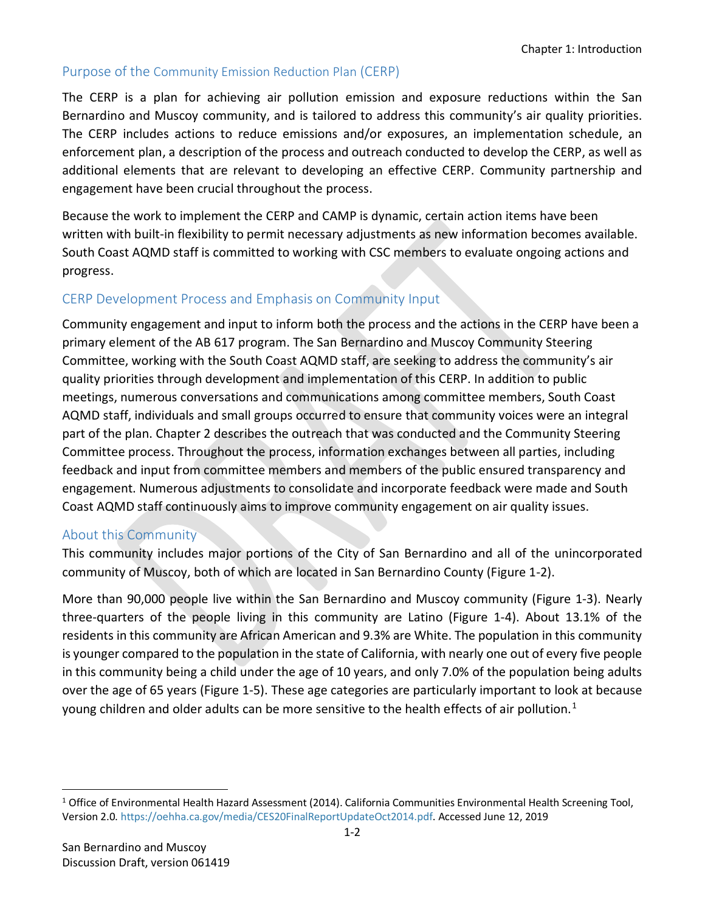## Purpose of the Community Emission Reduction Plan (CERP)

The CERP is a plan for achieving air pollution emission and exposure reductions within the San Bernardino and Muscoy community, and is tailored to address this community's air quality priorities. The CERP includes actions to reduce emissions and/or exposures, an implementation schedule, an enforcement plan, a description of the process and outreach conducted to develop the CERP, as well as additional elements that are relevant to developing an effective CERP. Community partnership and engagement have been crucial throughout the process.

Because the work to implement the CERP and CAMP is dynamic, certain action items have been written with built-in flexibility to permit necessary adjustments as new information becomes available. South Coast AQMD staff is committed to working with CSC members to evaluate ongoing actions and progress.

## CERP Development Process and Emphasis on Community Input

Community engagement and input to inform both the process and the actions in the CERP have been a primary element of the AB 617 program. The San Bernardino and Muscoy Community Steering Committee, working with the South Coast AQMD staff, are seeking to address the community's air quality priorities through development and implementation of this CERP. In addition to public meetings, numerous conversations and communications among committee members, South Coast AQMD staff, individuals and small groups occurred to ensure that community voices were an integral part of the plan. Chapter 2 describes the outreach that was conducted and the Community Steering Committee process. Throughout the process, information exchanges between all parties, including feedback and input from committee members and members of the public ensured transparency and engagement. Numerous adjustments to consolidate and incorporate feedback were made and South Coast AQMD staff continuously aims to improve community engagement on air quality issues.

## About this Community

This community includes major portions of the City of San Bernardino and all of the unincorporated community of Muscoy, both of which are located in San Bernardino County (Figure 1-2).

More than 90,000 people live within the San Bernardino and Muscoy community (Figure 1-3). Nearly three-quarters of the people living in this community are Latino (Figure 1-4). About 13.1% of the residents in this community are African American and 9.3% are White. The population in this community is younger compared to the population in the state of California, with nearly one out of every five people in this community being a child under the age of 10 years, and only 7.0% of the population being adults over the age of 65 years (Figure 1-5). These age categories are particularly important to look at because young children and older adults can be more sensitive to the health effects of air pollution.[1]

[1] Office of Environmental Health Hazard Assessment (2014). California Communities Environmental Health Screening Tool, Version 2.0. https://oehha.ca.gov/media/CES20FinalReportUpdateOct2014.pdf. Accessed June 12, 2019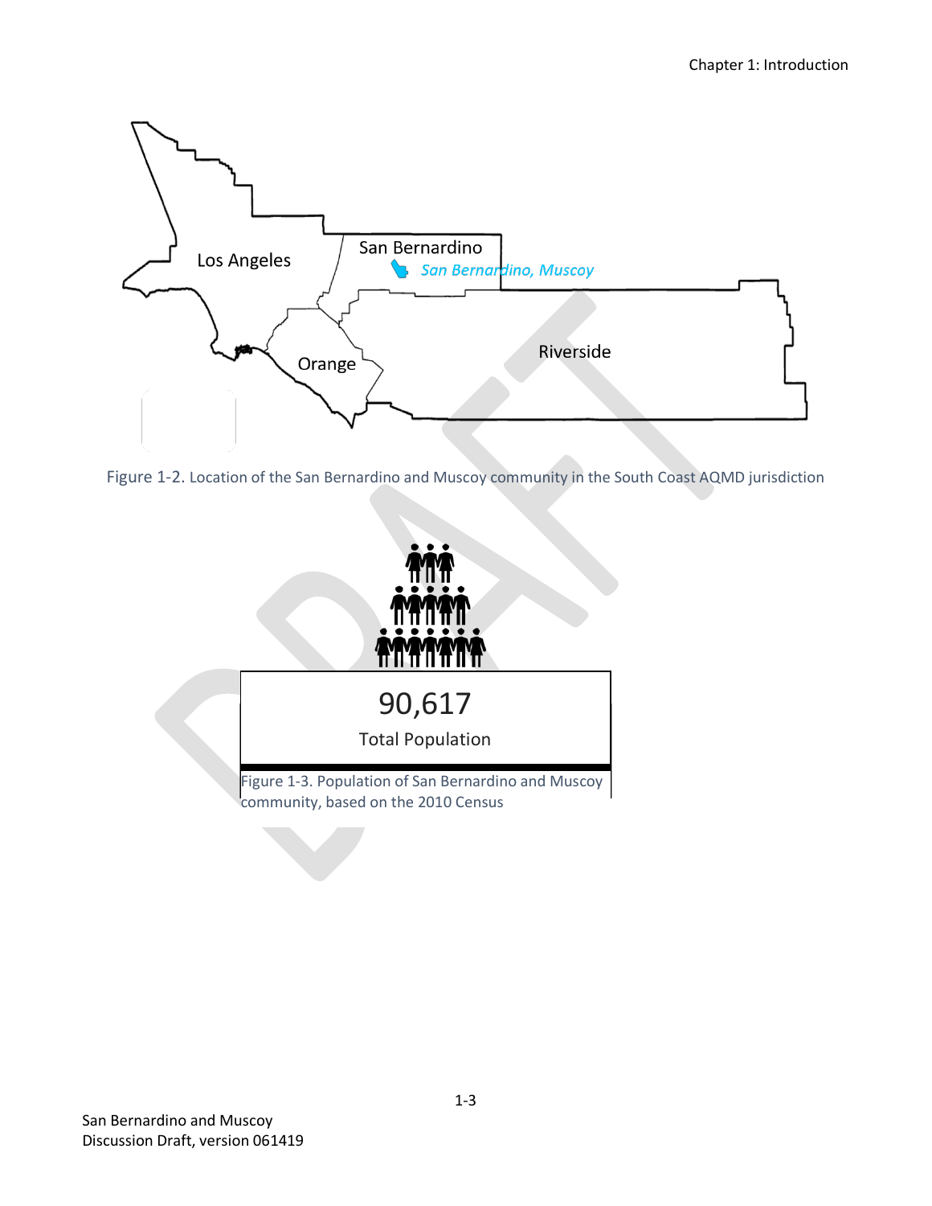Figure 1-2. Location of the San Bernardino and Muscoy community in the South Coast AQMD jurisdiction

90,617

Total Population

Figure 1-3. Population of San Bernardino and Muscoy community, based on the 2010 Census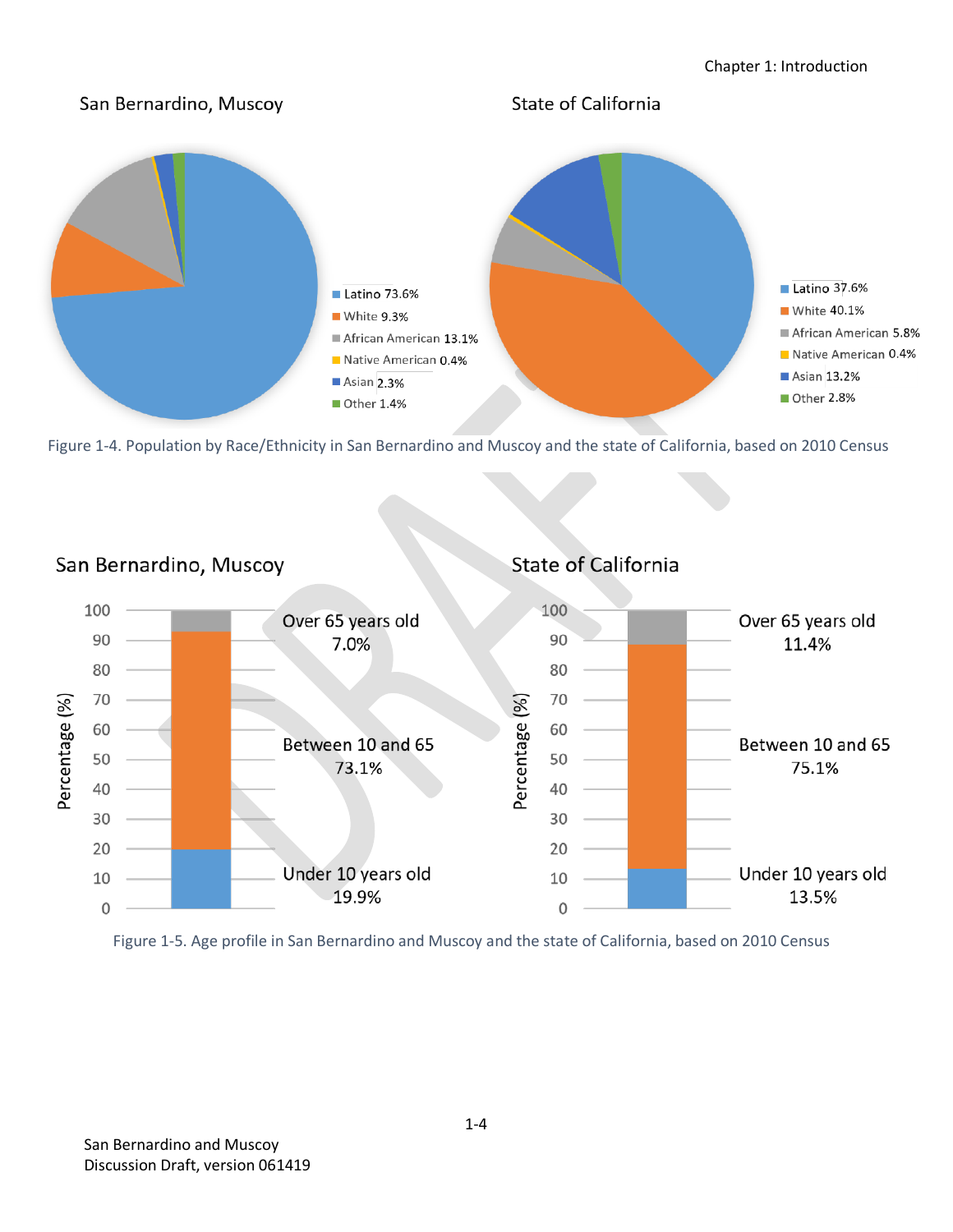San Bernardino, Muscoy

- Latino 73.6%
- White 9.3%
- African American 13.1%
- Native American 0.4%
- Asian 2.3%
- Other 1.4%

State of California

- Latino 37.6%
- White 40.1%
- African American 5.8%
- Native American 0.4%
- Asian 13.2%
- Other 2.8%

Figure 1-4. Population by Race/Ethnicity in San Bernardino and Muscoy and the state of California, based on 2010 Census

San Bernardino, Muscoy

| Age group | Percentage (%) |
|---|---|
| Over 65 years old | 7.0% |
| Between 10 and 65 | 73.1% |
| Under 10 years old | 19.9% |

State of California

| Age group | Percentage (%) |
|---|---|
| Over 65 years old | 11.4% |
| Between 10 and 65 | 75.1% |
| Under 10 years old | 13.5% |

Figure 1-5. Age profile in San Bernardino and Muscoy and the state of California, based on 2010 Census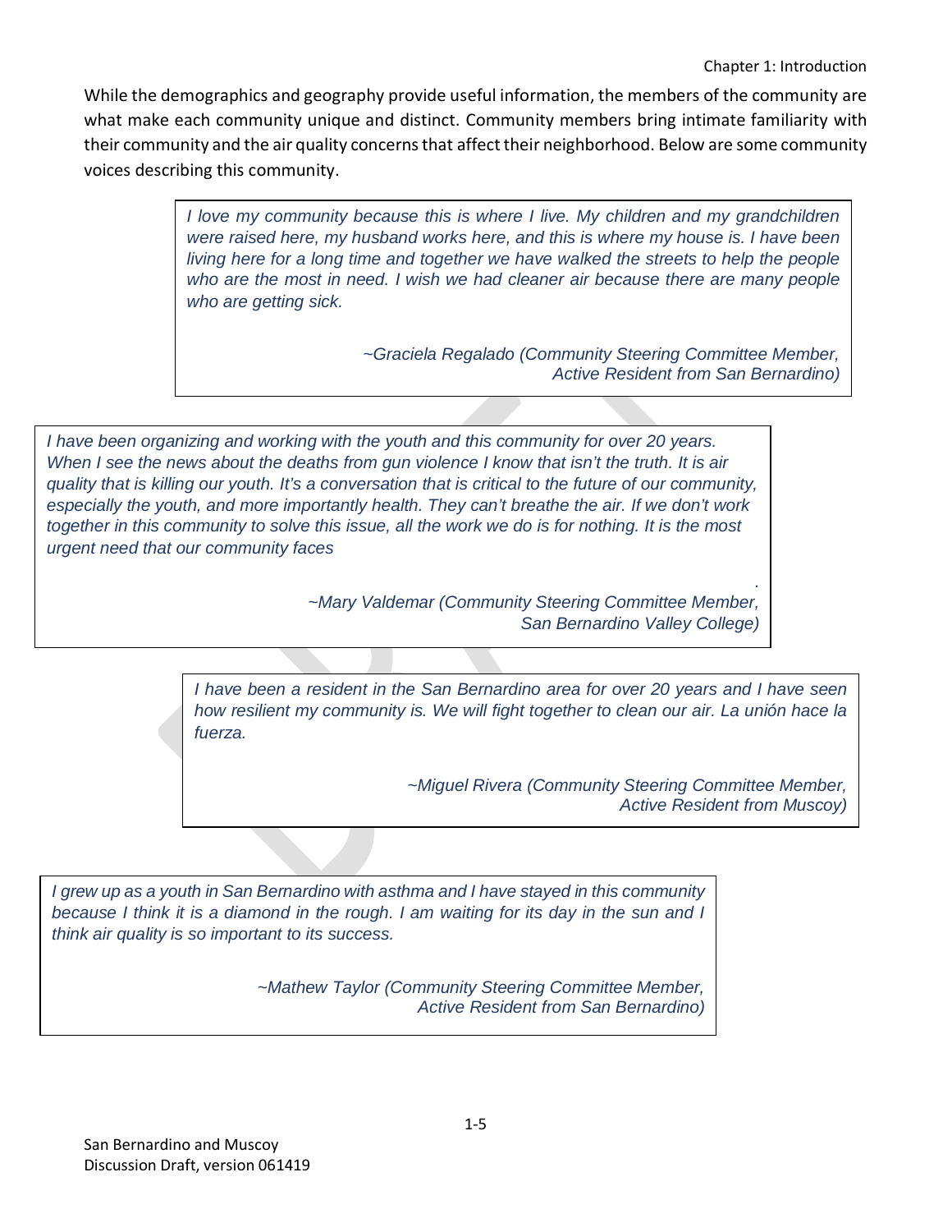While the demographics and geography provide useful information, the members of the community are what make each community unique and distinct. Community members bring intimate familiarity with their community and the air quality concerns that affect their neighborhood. Below are some community voices describing this community.

> *I love my community because this is where I live. My children and my grandchildren were raised here, my husband works here, and this is where my house is. I have been living here for a long time and together we have walked the streets to help the people who are the most in need. I wish we had cleaner air because there are many people who are getting sick.*
>
> *~Graciela Regalado (Community Steering Committee Member, Active Resident from San Bernardino)*

> *I have been organizing and working with the youth and this community for over 20 years. When I see the news about the deaths from gun violence I know that isn't the truth. It is air quality that is killing our youth. It's a conversation that is critical to the future of our community, especially the youth, and more importantly health. They can't breathe the air. If we don't work together in this community to solve this issue, all the work we do is for nothing. It is the most urgent need that our community faces*
>
> *.*
>
> *~Mary Valdemar (Community Steering Committee Member, San Bernardino Valley College)*

> *I have been a resident in the San Bernardino area for over 20 years and I have seen how resilient my community is. We will fight together to clean our air. La unión hace la fuerza.*
>
> *~Miguel Rivera (Community Steering Committee Member, Active Resident from Muscoy)*

> *I grew up as a youth in San Bernardino with asthma and I have stayed in this community because I think it is a diamond in the rough. I am waiting for its day in the sun and I think air quality is so important to its success.*
>
> *~Mathew Taylor (Community Steering Committee Member, Active Resident from San Bernardino)*